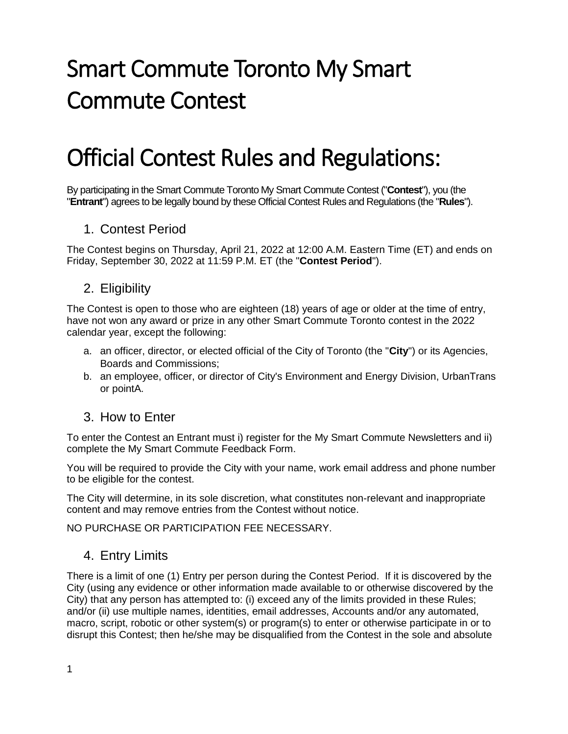# Smart Commute Toronto My Smart Commute Contest

# Official Contest Rules and Regulations:

By participating in the Smart Commute Toronto My Smart Commute Contest ("**Contest**"), you (the "**Entrant**") agrees to be legally bound by these Official Contest Rules and Regulations (the "**Rules**").

## 1. Contest Period

The Contest begins on Thursday, April 21, 2022 at 12:00 A.M. Eastern Time (ET) and ends on Friday, September 30, 2022 at 11:59 P.M. ET (the "**Contest Period**").

## 2. Eligibility

The Contest is open to those who are eighteen (18) years of age or older at the time of entry, have not won any award or prize in any other Smart Commute Toronto contest in the 2022 calendar year, except the following:

a. an officer, director, or elected official of the City of Toronto (the "**City**") or its Agencies, Boards and Commissions;
b. an employee, officer, or director of City's Environment and Energy Division, UrbanTrans or pointA.

## 3. How to Enter

To enter the Contest an Entrant must i) register for the My Smart Commute Newsletters and ii) complete the My Smart Commute Feedback Form.

You will be required to provide the City with your name, work email address and phone number to be eligible for the contest.

The City will determine, in its sole discretion, what constitutes non-relevant and inappropriate content and may remove entries from the Contest without notice.

NO PURCHASE OR PARTICIPATION FEE NECESSARY.

## 4. Entry Limits

There is a limit of one (1) Entry per person during the Contest Period. If it is discovered by the City (using any evidence or other information made available to or otherwise discovered by the City) that any person has attempted to: (i) exceed any of the limits provided in these Rules; and/or (ii) use multiple names, identities, email addresses, Accounts and/or any automated, macro, script, robotic or other system(s) or program(s) to enter or otherwise participate in or to disrupt this Contest; then he/she may be disqualified from the Contest in the sole and absolute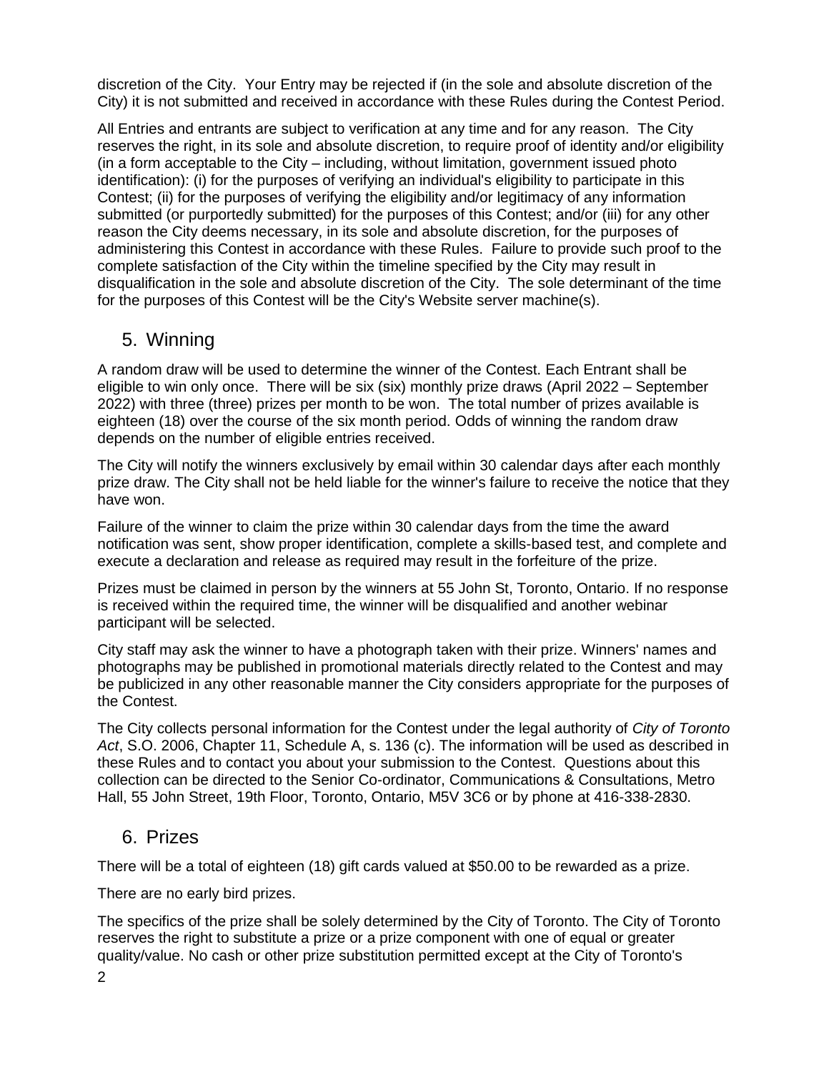discretion of the City. Your Entry may be rejected if (in the sole and absolute discretion of the City) it is not submitted and received in accordance with these Rules during the Contest Period.

All Entries and entrants are subject to verification at any time and for any reason. The City reserves the right, in its sole and absolute discretion, to require proof of identity and/or eligibility (in a form acceptable to the City – including, without limitation, government issued photo identification): (i) for the purposes of verifying an individual's eligibility to participate in this Contest; (ii) for the purposes of verifying the eligibility and/or legitimacy of any information submitted (or purportedly submitted) for the purposes of this Contest; and/or (iii) for any other reason the City deems necessary, in its sole and absolute discretion, for the purposes of administering this Contest in accordance with these Rules. Failure to provide such proof to the complete satisfaction of the City within the timeline specified by the City may result in disqualification in the sole and absolute discretion of the City. The sole determinant of the time for the purposes of this Contest will be the City's Website server machine(s).

## 5. Winning

A random draw will be used to determine the winner of the Contest. Each Entrant shall be eligible to win only once. There will be six (six) monthly prize draws (April 2022 – September 2022) with three (three) prizes per month to be won. The total number of prizes available is eighteen (18) over the course of the six month period. Odds of winning the random draw depends on the number of eligible entries received.

The City will notify the winners exclusively by email within 30 calendar days after each monthly prize draw. The City shall not be held liable for the winner's failure to receive the notice that they have won.

Failure of the winner to claim the prize within 30 calendar days from the time the award notification was sent, show proper identification, complete a skills-based test, and complete and execute a declaration and release as required may result in the forfeiture of the prize.

Prizes must be claimed in person by the winners at 55 John St, Toronto, Ontario. If no response is received within the required time, the winner will be disqualified and another webinar participant will be selected.

City staff may ask the winner to have a photograph taken with their prize. Winners' names and photographs may be published in promotional materials directly related to the Contest and may be publicized in any other reasonable manner the City considers appropriate for the purposes of the Contest.

The City collects personal information for the Contest under the legal authority of *City of Toronto Act*, S.O. 2006, Chapter 11, Schedule A, s. 136 (c). The information will be used as described in these Rules and to contact you about your submission to the Contest. Questions about this collection can be directed to the Senior Co-ordinator, Communications & Consultations, Metro Hall, 55 John Street, 19th Floor, Toronto, Ontario, M5V 3C6 or by phone at 416-338-2830.

## 6. Prizes

There will be a total of eighteen (18) gift cards valued at $50.00 to be rewarded as a prize.

There are no early bird prizes.

The specifics of the prize shall be solely determined by the City of Toronto. The City of Toronto reserves the right to substitute a prize or a prize component with one of equal or greater quality/value. No cash or other prize substitution permitted except at the City of Toronto's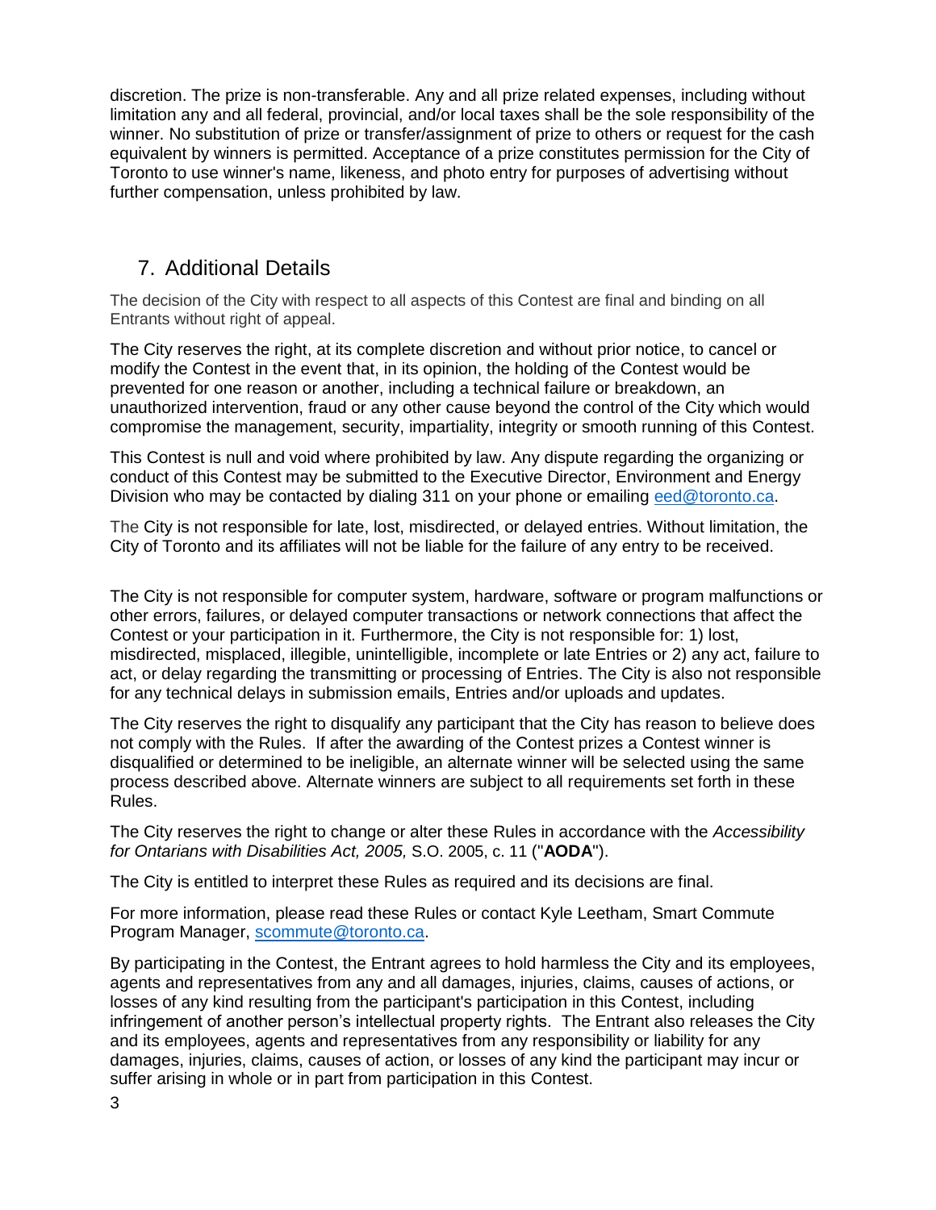discretion. The prize is non-transferable. Any and all prize related expenses, including without limitation any and all federal, provincial, and/or local taxes shall be the sole responsibility of the winner. No substitution of prize or transfer/assignment of prize to others or request for the cash equivalent by winners is permitted. Acceptance of a prize constitutes permission for the City of Toronto to use winner's name, likeness, and photo entry for purposes of advertising without further compensation, unless prohibited by law.

## 7. Additional Details

The decision of the City with respect to all aspects of this Contest are final and binding on all Entrants without right of appeal.

The City reserves the right, at its complete discretion and without prior notice, to cancel or modify the Contest in the event that, in its opinion, the holding of the Contest would be prevented for one reason or another, including a technical failure or breakdown, an unauthorized intervention, fraud or any other cause beyond the control of the City which would compromise the management, security, impartiality, integrity or smooth running of this Contest.

This Contest is null and void where prohibited by law. Any dispute regarding the organizing or conduct of this Contest may be submitted to the Executive Director, Environment and Energy Division who may be contacted by dialing 311 on your phone or emailing [eed@toronto.ca](mailto:eed@toronto.ca).

The City is not responsible for late, lost, misdirected, or delayed entries. Without limitation, the City of Toronto and its affiliates will not be liable for the failure of any entry to be received.

The City is not responsible for computer system, hardware, software or program malfunctions or other errors, failures, or delayed computer transactions or network connections that affect the Contest or your participation in it. Furthermore, the City is not responsible for: 1) lost, misdirected, misplaced, illegible, unintelligible, incomplete or late Entries or 2) any act, failure to act, or delay regarding the transmitting or processing of Entries. The City is also not responsible for any technical delays in submission emails, Entries and/or uploads and updates.

The City reserves the right to disqualify any participant that the City has reason to believe does not comply with the Rules. If after the awarding of the Contest prizes a Contest winner is disqualified or determined to be ineligible, an alternate winner will be selected using the same process described above. Alternate winners are subject to all requirements set forth in these Rules.

The City reserves the right to change or alter these Rules in accordance with the *Accessibility for Ontarians with Disabilities Act, 2005,* S.O. 2005, c. 11 ("**AODA**").

The City is entitled to interpret these Rules as required and its decisions are final.

For more information, please read these Rules or contact Kyle Leetham, Smart Commute Program Manager, [scommute@toronto.ca](mailto:scommute@toronto.ca).

By participating in the Contest, the Entrant agrees to hold harmless the City and its employees, agents and representatives from any and all damages, injuries, claims, causes of actions, or losses of any kind resulting from the participant's participation in this Contest, including infringement of another person's intellectual property rights. The Entrant also releases the City and its employees, agents and representatives from any responsibility or liability for any damages, injuries, claims, causes of action, or losses of any kind the participant may incur or suffer arising in whole or in part from participation in this Contest.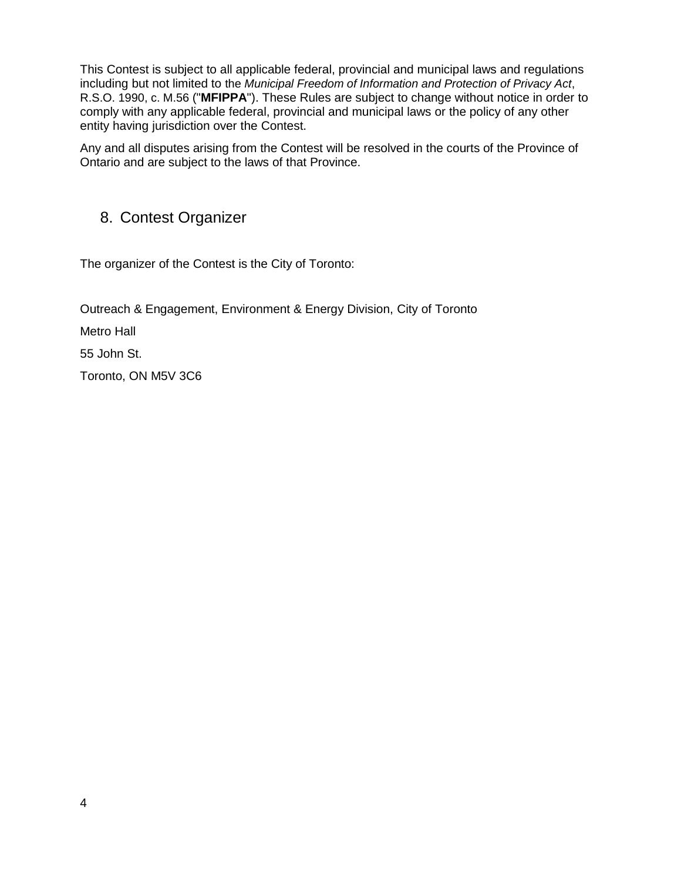This Contest is subject to all applicable federal, provincial and municipal laws and regulations including but not limited to the *Municipal Freedom of Information and Protection of Privacy Act*, R.S.O. 1990, c. M.56 ("**MFIPPA**"). These Rules are subject to change without notice in order to comply with any applicable federal, provincial and municipal laws or the policy of any other entity having jurisdiction over the Contest.

Any and all disputes arising from the Contest will be resolved in the courts of the Province of Ontario and are subject to the laws of that Province.

## 8. Contest Organizer

The organizer of the Contest is the City of Toronto:

Outreach & Engagement, Environment & Energy Division, City of Toronto

Metro Hall

55 John St.

Toronto, ON M5V 3C6